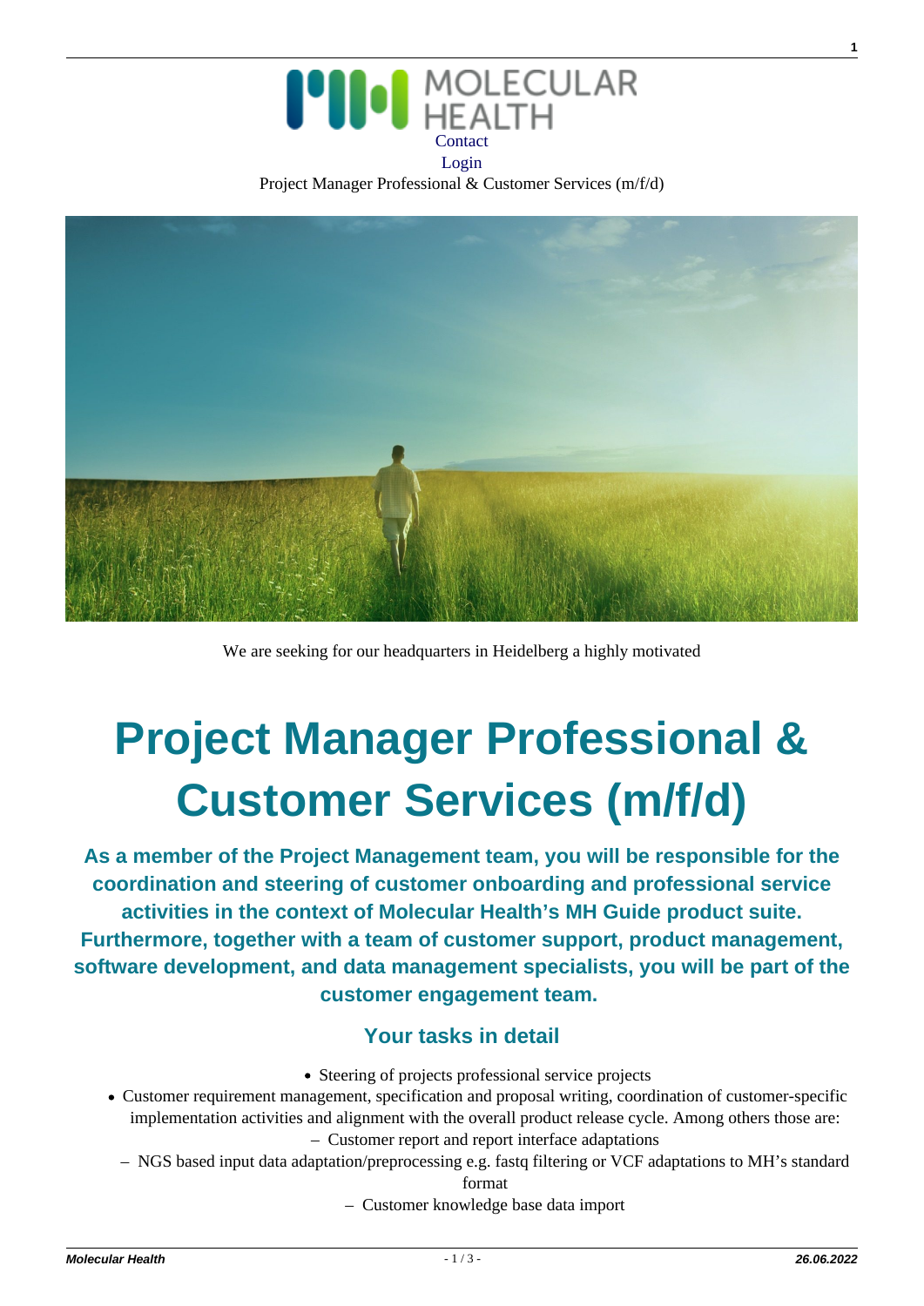Contact
Login
Project Manager Professional & Customer Services (m/f/d)

We are seeking for our headquarters in Heidelberg a highly motivated

# Project Manager Professional & Customer Services (m/f/d)

### As a member of the Project Management team, you will be responsible for the coordination and steering of customer onboarding and professional service activities in the context of Molecular Health's MH Guide product suite. Furthermore, together with a team of customer support, product management, software development, and data management specialists, you will be part of the customer engagement team.

## Your tasks in detail

- Steering of projects professional service projects
- Customer requirement management, specification and proposal writing, coordination of customer-specific implementation activities and alignment with the overall product release cycle. Among others those are:
  - Customer report and report interface adaptations
  - NGS based input data adaptation/preprocessing e.g. fastq filtering or VCF adaptations to MH's standard format
  - Customer knowledge base data import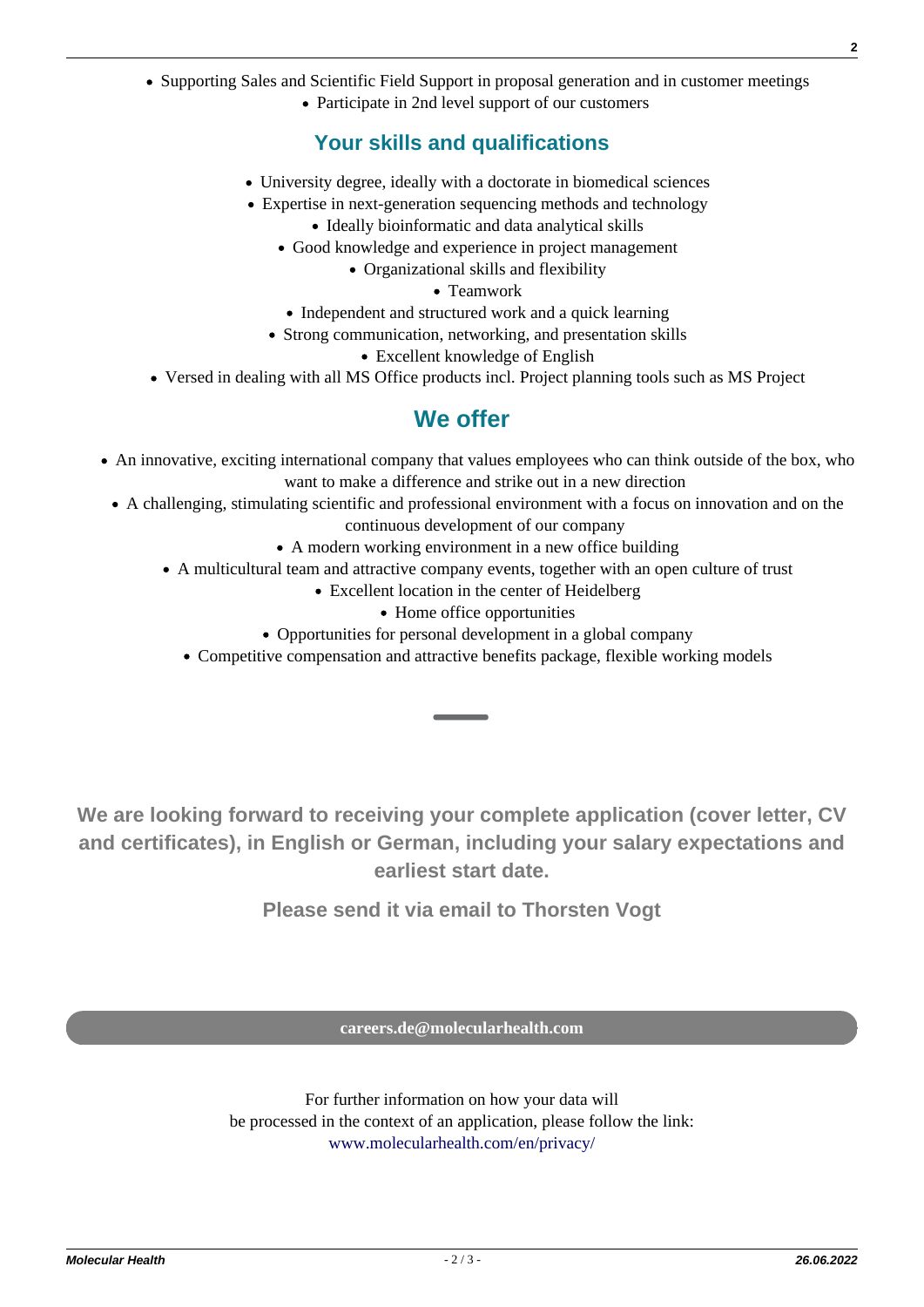- Supporting Sales and Scientific Field Support in proposal generation and in customer meetings
- Participate in 2nd level support of our customers

## Your skills and qualifications

- University degree, ideally with a doctorate in biomedical sciences
- Expertise in next-generation sequencing methods and technology
- Ideally bioinformatic and data analytical skills
- Good knowledge and experience in project management
- Organizational skills and flexibility
- Teamwork
- Independent and structured work and a quick learning
- Strong communication, networking, and presentation skills
- Excellent knowledge of English
- Versed in dealing with all MS Office products incl. Project planning tools such as MS Project

## We offer

- An innovative, exciting international company that values employees who can think outside of the box, who want to make a difference and strike out in a new direction
- A challenging, stimulating scientific and professional environment with a focus on innovation and on the continuous development of our company
- A modern working environment in a new office building
- A multicultural team and attractive company events, together with an open culture of trust
- Excellent location in the center of Heidelberg
- Home office opportunities
- Opportunities for personal development in a global company
- Competitive compensation and attractive benefits package, flexible working models

**We are looking forward to receiving your complete application (cover letter, CV and certificates), in English or German, including your salary expectations and earliest start date.**

**Please send it via email to Thorsten Vogt**

**careers.de@molecularhealth.com**

For further information on how your data will be processed in the context of an application, please follow the link: www.molecularhealth.com/en/privacy/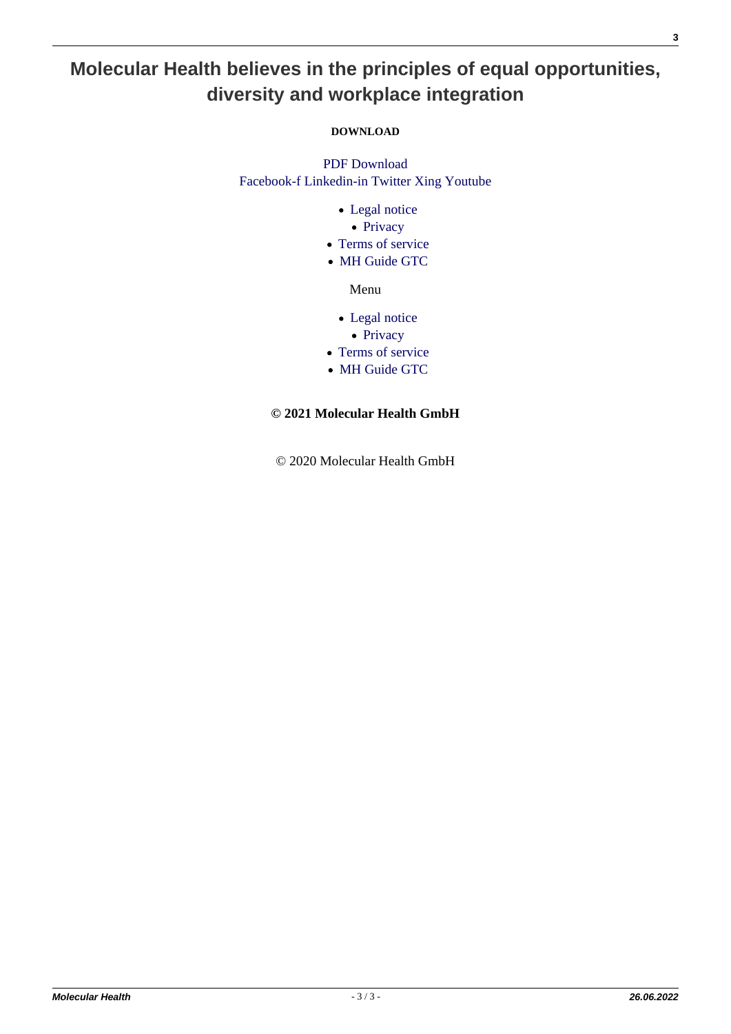## Molecular Health believes in the principles of equal opportunities, diversity and workplace integration

**DOWNLOAD**

PDF Download
Facebook-f Linkedin-in Twitter Xing Youtube

- Legal notice
  - Privacy
- Terms of service
- MH Guide GTC

Menu

- Legal notice
  - Privacy
- Terms of service
- MH Guide GTC

**© 2021 Molecular Health GmbH**

© 2020 Molecular Health GmbH